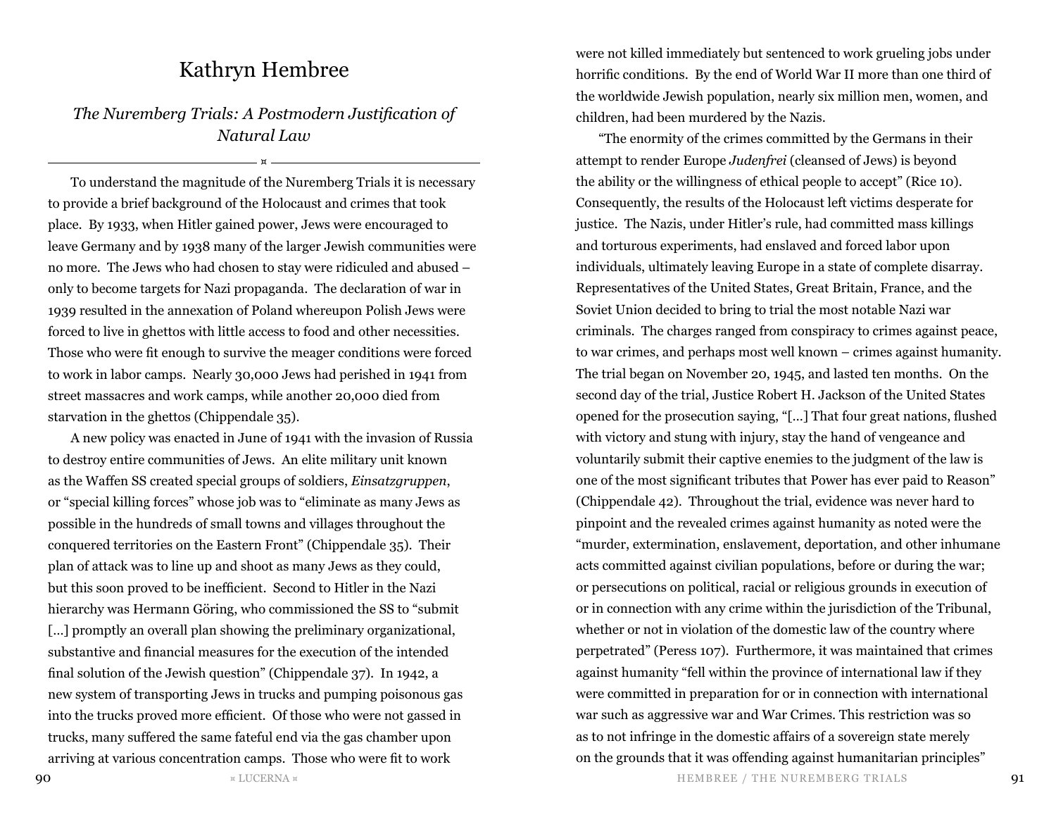# Kathryn Hembree

## *The Nuremberg Trials: A Postmodern Justification of Natural Law*

To understand the magnitude of the Nuremberg Trials it is necessary to provide a brief background of the Holocaust and crimes that took place. By 1933, when Hitler gained power, Jews were encouraged to leave Germany and by 1938 many of the larger Jewish communities were no more. The Jews who had chosen to stay were ridiculed and abused – only to become targets for Nazi propaganda. The declaration of war in 1939 resulted in the annexation of Poland whereupon Polish Jews were forced to live in ghettos with little access to food and other necessities. Those who were fit enough to survive the meager conditions were forced to work in labor camps. Nearly 30,000 Jews had perished in 1941 from street massacres and work camps, while another 20,000 died from starvation in the ghettos (Chippendale 35).

A new policy was enacted in June of 1941 with the invasion of Russia to destroy entire communities of Jews. An elite military unit known as the Waffen SS created special groups of soldiers, *Einsatzgruppen*, or "special killing forces" whose job was to "eliminate as many Jews as possible in the hundreds of small towns and villages throughout the conquered territories on the Eastern Front" (Chippendale 35). Their plan of attack was to line up and shoot as many Jews as they could, but this soon proved to be inefficient. Second to Hitler in the Nazi hierarchy was Hermann Göring, who commissioned the SS to "submit [...] promptly an overall plan showing the preliminary organizational, substantive and financial measures for the execution of the intended final solution of the Jewish question" (Chippendale 37). In 1942, a new system of transporting Jews in trucks and pumping poisonous gas into the trucks proved more efficient. Of those who were not gassed in trucks, many suffered the same fateful end via the gas chamber upon arriving at various concentration camps. Those who were fit to work were not killed immediately but sentenced to work grueling jobs under horrific conditions. By the end of World War II more than one third of the worldwide Jewish population, nearly six million men, women, and children, had been murdered by the Nazis.

"The enormity of the crimes committed by the Germans in their attempt to render Europe *Judenfrei* (cleansed of Jews) is beyond the ability or the willingness of ethical people to accept" (Rice 10). Consequently, the results of the Holocaust left victims desperate for justice. The Nazis, under Hitler's rule, had committed mass killings and torturous experiments, had enslaved and forced labor upon individuals, ultimately leaving Europe in a state of complete disarray. Representatives of the United States, Great Britain, France, and the Soviet Union decided to bring to trial the most notable Nazi war criminals. The charges ranged from conspiracy to crimes against peace, to war crimes, and perhaps most well known – crimes against humanity. The trial began on November 20, 1945, and lasted ten months. On the second day of the trial, Justice Robert H. Jackson of the United States opened for the prosecution saying, "[...] That four great nations, flushed with victory and stung with injury, stay the hand of vengeance and voluntarily submit their captive enemies to the judgment of the law is one of the most significant tributes that Power has ever paid to Reason" (Chippendale 42). Throughout the trial, evidence was never hard to pinpoint and the revealed crimes against humanity as noted were the "murder, extermination, enslavement, deportation, and other inhumane acts committed against civilian populations, before or during the war; or persecutions on political, racial or religious grounds in execution of or in connection with any crime within the jurisdiction of the Tribunal, whether or not in violation of the domestic law of the country where perpetrated" (Peress 107). Furthermore, it was maintained that crimes against humanity "fell within the province of international law if they were committed in preparation for or in connection with international war such as aggressive war and War Crimes. This restriction was so as to not infringe in the domestic affairs of a sovereign state merely on the grounds that it was offending against humanitarian principles"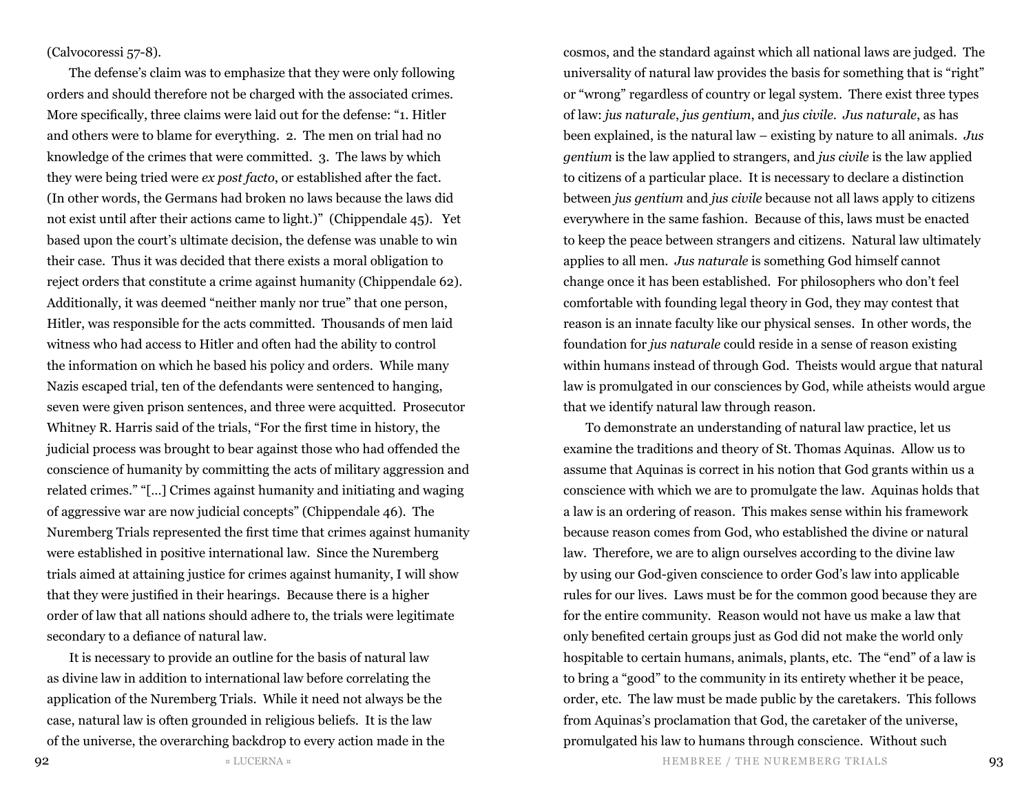(Calvocoressi 57-8).

The defense's claim was to emphasize that they were only following orders and should therefore not be charged with the associated crimes. More specifically, three claims were laid out for the defense: "1. Hitler and others were to blame for everything. 2. The men on trial had no knowledge of the crimes that were committed. 3. The laws by which they were being tried were *ex post facto*, or established after the fact. (In other words, the Germans had broken no laws because the laws did not exist until after their actions came to light.)" (Chippendale 45). Yet based upon the court's ultimate decision, the defense was unable to win their case. Thus it was decided that there exists a moral obligation to reject orders that constitute a crime against humanity (Chippendale 62). Additionally, it was deemed "neither manly nor true" that one person, Hitler, was responsible for the acts committed. Thousands of men laid witness who had access to Hitler and often had the ability to control the information on which he based his policy and orders. While many Nazis escaped trial, ten of the defendants were sentenced to hanging, seven were given prison sentences, and three were acquitted. Prosecutor Whitney R. Harris said of the trials, "For the first time in history, the judicial process was brought to bear against those who had offended the conscience of humanity by committing the acts of military aggression and related crimes." "[…] Crimes against humanity and initiating and waging of aggressive war are now judicial concepts" (Chippendale 46). The Nuremberg Trials represented the first time that crimes against humanity were established in positive international law. Since the Nuremberg trials aimed at attaining justice for crimes against humanity, I will show that they were justified in their hearings. Because there is a higher order of law that all nations should adhere to, the trials were legitimate secondary to a defiance of natural law.

It is necessary to provide an outline for the basis of natural law as divine law in addition to international law before correlating the application of the Nuremberg Trials. While it need not always be the case, natural law is often grounded in religious beliefs. It is the law of the universe, the overarching backdrop to every action made in the cosmos, and the standard against which all national laws are judged. The universality of natural law provides the basis for something that is "right" or "wrong" regardless of country or legal system. There exist three types of law: *jus naturale*, *jus gentium*, and *jus civile*. *Jus naturale*, as has been explained, is the natural law – existing by nature to all animals. *Jus gentium* is the law applied to strangers, and *jus civile* is the law applied to citizens of a particular place. It is necessary to declare a distinction between *jus gentium* and *jus civile* because not all laws apply to citizens everywhere in the same fashion. Because of this, laws must be enacted to keep the peace between strangers and citizens. Natural law ultimately applies to all men. *Jus naturale* is something God himself cannot change once it has been established. For philosophers who don't feel comfortable with founding legal theory in God, they may contest that reason is an innate faculty like our physical senses. In other words, the foundation for *jus naturale* could reside in a sense of reason existing within humans instead of through God. Theists would argue that natural law is promulgated in our consciences by God, while atheists would argue that we identify natural law through reason.

To demonstrate an understanding of natural law practice, let us examine the traditions and theory of St. Thomas Aquinas. Allow us to assume that Aquinas is correct in his notion that God grants within us a conscience with which we are to promulgate the law. Aquinas holds that a law is an ordering of reason. This makes sense within his framework because reason comes from God, who established the divine or natural law. Therefore, we are to align ourselves according to the divine law by using our God-given conscience to order God's law into applicable rules for our lives. Laws must be for the common good because they are for the entire community. Reason would not have us make a law that only benefited certain groups just as God did not make the world only hospitable to certain humans, animals, plants, etc. The "end" of a law is to bring a "good" to the community in its entirety whether it be peace, order, etc. The law must be made public by the caretakers. This follows from Aquinas's proclamation that God, the caretaker of the universe, promulgated his law to humans through conscience. Without such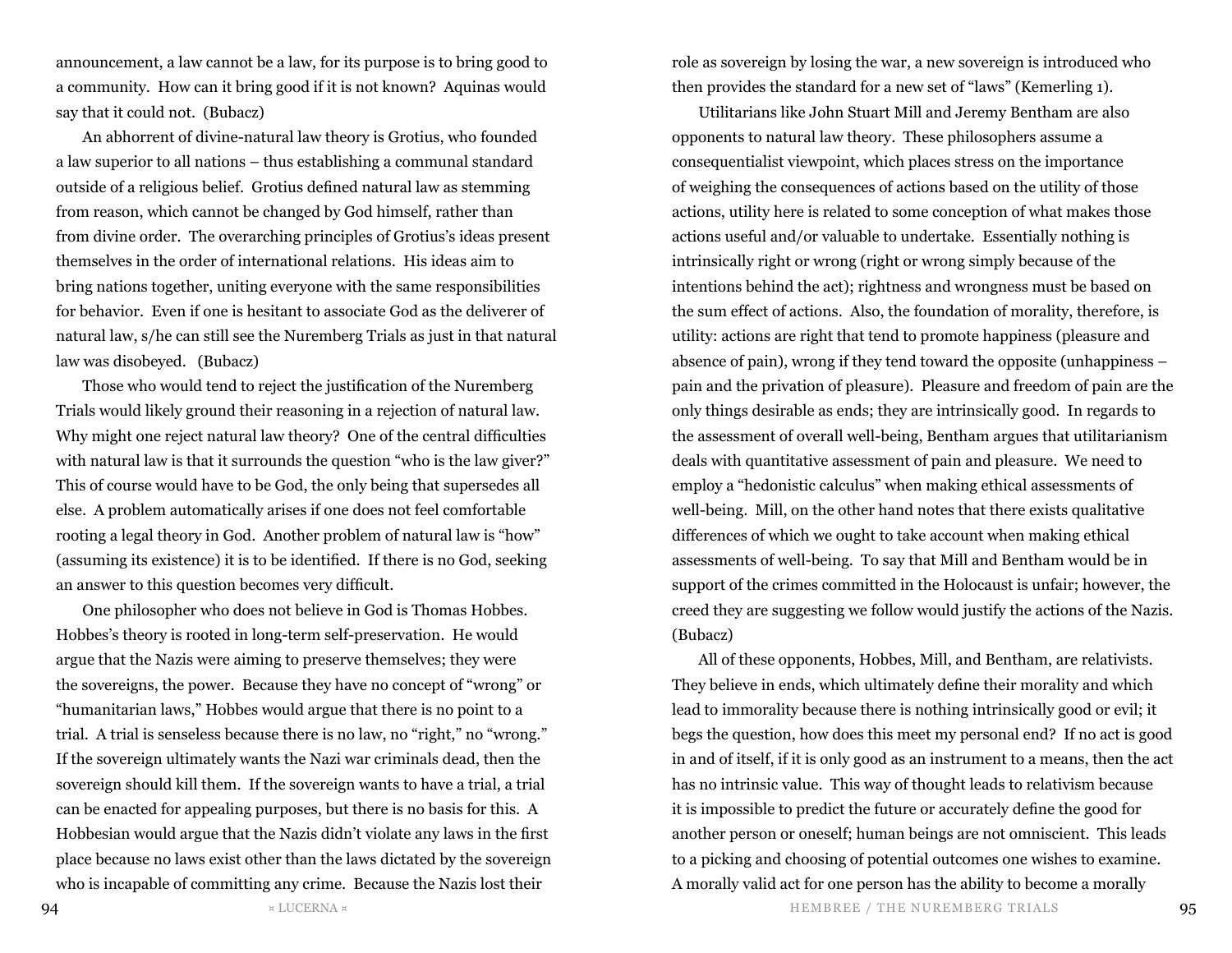announcement, a law cannot be a law, for its purpose is to bring good to a community. How can it bring good if it is not known? Aquinas would say that it could not. (Bubacz)

An abhorrent of divine-natural law theory is Grotius, who founded a law superior to all nations – thus establishing a communal standard outside of a religious belief. Grotius defined natural law as stemming from reason, which cannot be changed by God himself, rather than from divine order. The overarching principles of Grotius's ideas present themselves in the order of international relations. His ideas aim to bring nations together, uniting everyone with the same responsibilities for behavior. Even if one is hesitant to associate God as the deliverer of natural law, s/he can still see the Nuremberg Trials as just in that natural law was disobeyed. (Bubacz)

Those who would tend to reject the justification of the Nuremberg Trials would likely ground their reasoning in a rejection of natural law. Why might one reject natural law theory? One of the central difficulties with natural law is that it surrounds the question "who is the law giver?" This of course would have to be God, the only being that supersedes all else. A problem automatically arises if one does not feel comfortable rooting a legal theory in God. Another problem of natural law is "how" (assuming its existence) it is to be identified. If there is no God, seeking an answer to this question becomes very difficult.

One philosopher who does not believe in God is Thomas Hobbes. Hobbes's theory is rooted in long-term self-preservation. He would argue that the Nazis were aiming to preserve themselves; they were the sovereigns, the power. Because they have no concept of "wrong" or "humanitarian laws," Hobbes would argue that there is no point to a trial. A trial is senseless because there is no law, no "right," no "wrong." If the sovereign ultimately wants the Nazi war criminals dead, then the sovereign should kill them. If the sovereign wants to have a trial, a trial can be enacted for appealing purposes, but there is no basis for this. A Hobbesian would argue that the Nazis didn't violate any laws in the first place because no laws exist other than the laws dictated by the sovereign who is incapable of committing any crime. Because the Nazis lost their role as sovereign by losing the war, a new sovereign is introduced who then provides the standard for a new set of "laws" (Kemerling 1).

Utilitarians like John Stuart Mill and Jeremy Bentham are also opponents to natural law theory. These philosophers assume a consequentialist viewpoint, which places stress on the importance of weighing the consequences of actions based on the utility of those actions, utility here is related to some conception of what makes those actions useful and/or valuable to undertake. Essentially nothing is intrinsically right or wrong (right or wrong simply because of the intentions behind the act); rightness and wrongness must be based on the sum effect of actions. Also, the foundation of morality, therefore, is utility: actions are right that tend to promote happiness (pleasure and absence of pain), wrong if they tend toward the opposite (unhappiness – pain and the privation of pleasure). Pleasure and freedom of pain are the only things desirable as ends; they are intrinsically good. In regards to the assessment of overall well-being, Bentham argues that utilitarianism deals with quantitative assessment of pain and pleasure. We need to employ a "hedonistic calculus" when making ethical assessments of well-being. Mill, on the other hand notes that there exists qualitative differences of which we ought to take account when making ethical assessments of well-being. To say that Mill and Bentham would be in support of the crimes committed in the Holocaust is unfair; however, the creed they are suggesting we follow would justify the actions of the Nazis. (Bubacz)

All of these opponents, Hobbes, Mill, and Bentham, are relativists. They believe in ends, which ultimately define their morality and which lead to immorality because there is nothing intrinsically good or evil; it begs the question, how does this meet my personal end? If no act is good in and of itself, if it is only good as an instrument to a means, then the act has no intrinsic value. This way of thought leads to relativism because it is impossible to predict the future or accurately define the good for another person or oneself; human beings are not omniscient. This leads to a picking and choosing of potential outcomes one wishes to examine. A morally valid act for one person has the ability to become a morally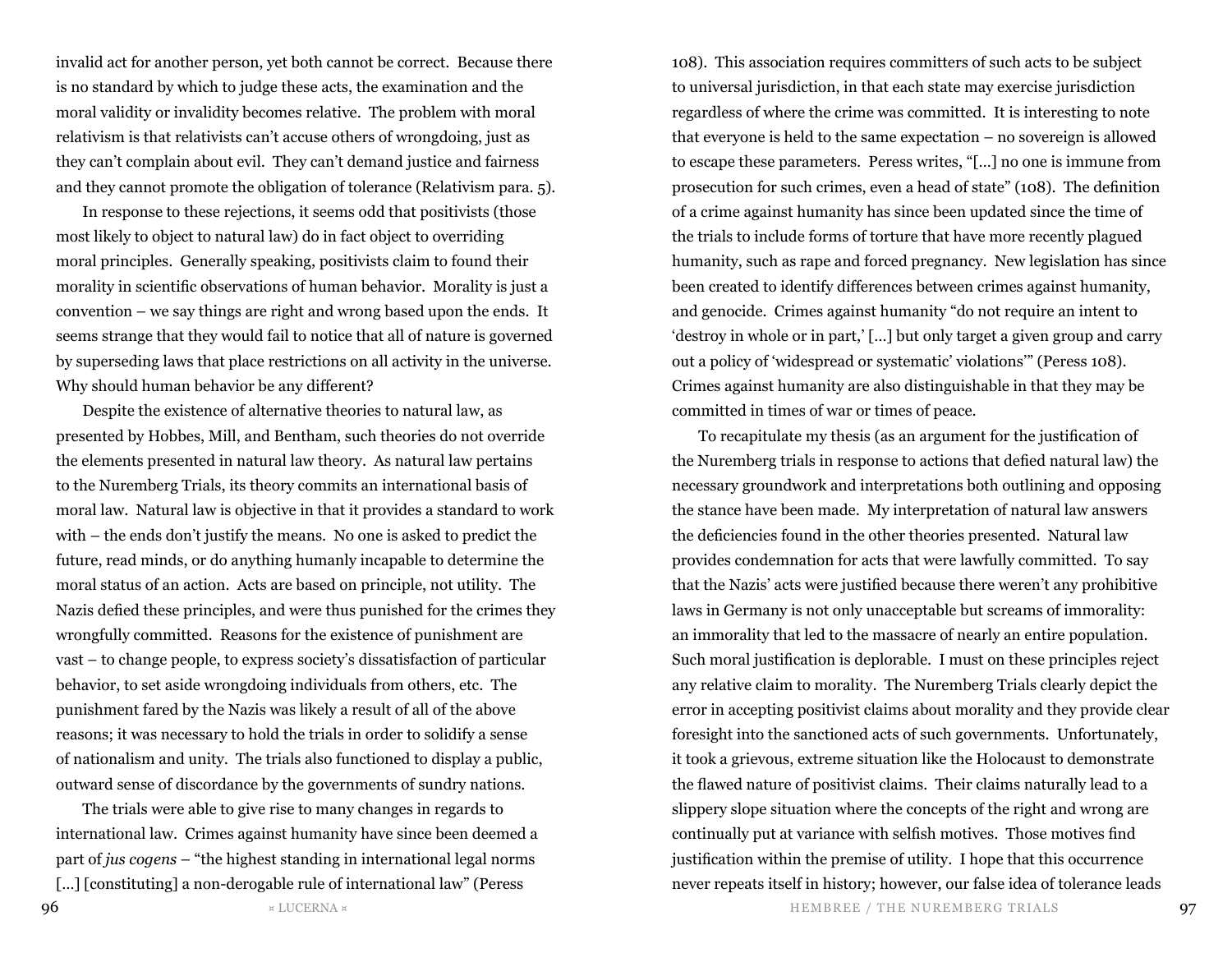invalid act for another person, yet both cannot be correct. Because there is no standard by which to judge these acts, the examination and the moral validity or invalidity becomes relative. The problem with moral relativism is that relativists can't accuse others of wrongdoing, just as they can't complain about evil. They can't demand justice and fairness and they cannot promote the obligation of tolerance (Relativism para. 5).

In response to these rejections, it seems odd that positivists (those most likely to object to natural law) do in fact object to overriding moral principles. Generally speaking, positivists claim to found their morality in scientific observations of human behavior. Morality is just a convention – we say things are right and wrong based upon the ends. It seems strange that they would fail to notice that all of nature is governed by superseding laws that place restrictions on all activity in the universe. Why should human behavior be any different?

Despite the existence of alternative theories to natural law, as presented by Hobbes, Mill, and Bentham, such theories do not override the elements presented in natural law theory. As natural law pertains to the Nuremberg Trials, its theory commits an international basis of moral law. Natural law is objective in that it provides a standard to work with – the ends don't justify the means. No one is asked to predict the future, read minds, or do anything humanly incapable to determine the moral status of an action. Acts are based on principle, not utility. The Nazis defied these principles, and were thus punished for the crimes they wrongfully committed. Reasons for the existence of punishment are vast – to change people, to express society's dissatisfaction of particular behavior, to set aside wrongdoing individuals from others, etc. The punishment fared by the Nazis was likely a result of all of the above reasons; it was necessary to hold the trials in order to solidify a sense of nationalism and unity. The trials also functioned to display a public, outward sense of discordance by the governments of sundry nations.

The trials were able to give rise to many changes in regards to international law. Crimes against humanity have since been deemed a part of *jus cogens* – "the highest standing in international legal norms [...] [constituting] a non-derogable rule of international law" (Peress 108). This association requires committers of such acts to be subject to universal jurisdiction, in that each state may exercise jurisdiction regardless of where the crime was committed. It is interesting to note that everyone is held to the same expectation – no sovereign is allowed to escape these parameters. Peress writes, "[...] no one is immune from prosecution for such crimes, even a head of state" (108). The definition of a crime against humanity has since been updated since the time of the trials to include forms of torture that have more recently plagued humanity, such as rape and forced pregnancy. New legislation has since been created to identify differences between crimes against humanity, and genocide. Crimes against humanity "do not require an intent to 'destroy in whole or in part,' [...] but only target a given group and carry out a policy of 'widespread or systematic' violations'" (Peress 108). Crimes against humanity are also distinguishable in that they may be committed in times of war or times of peace.

To recapitulate my thesis (as an argument for the justification of the Nuremberg trials in response to actions that defied natural law) the necessary groundwork and interpretations both outlining and opposing the stance have been made. My interpretation of natural law answers the deficiencies found in the other theories presented. Natural law provides condemnation for acts that were lawfully committed. To say that the Nazis' acts were justified because there weren't any prohibitive laws in Germany is not only unacceptable but screams of immorality: an immorality that led to the massacre of nearly an entire population. Such moral justification is deplorable. I must on these principles reject any relative claim to morality. The Nuremberg Trials clearly depict the error in accepting positivist claims about morality and they provide clear foresight into the sanctioned acts of such governments. Unfortunately, it took a grievous, extreme situation like the Holocaust to demonstrate the flawed nature of positivist claims. Their claims naturally lead to a slippery slope situation where the concepts of the right and wrong are continually put at variance with selfish motives. Those motives find justification within the premise of utility. I hope that this occurrence never repeats itself in history; however, our false idea of tolerance leads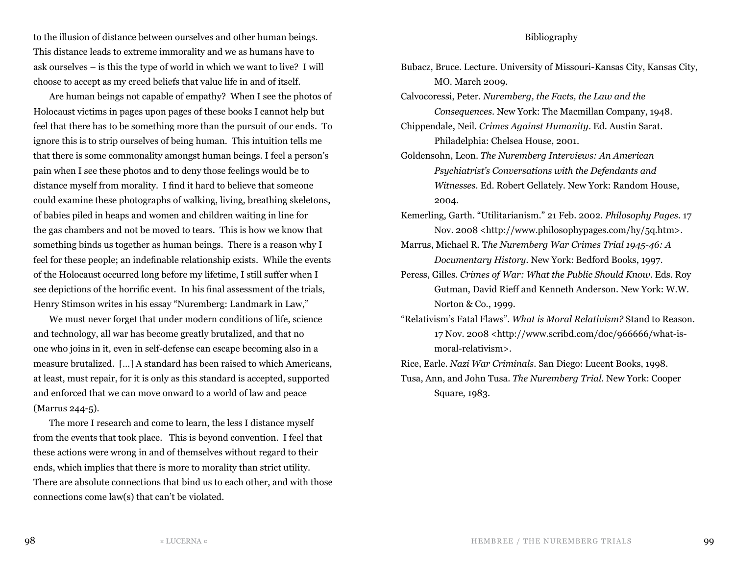to the illusion of distance between ourselves and other human beings. This distance leads to extreme immorality and we as humans have to ask ourselves – is this the type of world in which we want to live? I will choose to accept as my creed beliefs that value life in and of itself.

Are human beings not capable of empathy? When I see the photos of Holocaust victims in pages upon pages of these books I cannot help but feel that there has to be something more than the pursuit of our ends. To ignore this is to strip ourselves of being human. This intuition tells me that there is some commonality amongst human beings. I feel a person's pain when I see these photos and to deny those feelings would be to distance myself from morality. I find it hard to believe that someone could examine these photographs of walking, living, breathing skeletons, of babies piled in heaps and women and children waiting in line for the gas chambers and not be moved to tears. This is how we know that something binds us together as human beings. There is a reason why I feel for these people; an indefinable relationship exists. While the events of the Holocaust occurred long before my lifetime, I still suffer when I see depictions of the horrific event. In his final assessment of the trials, Henry Stimson writes in his essay "Nuremberg: Landmark in Law,"

> We must never forget that under modern conditions of life, science and technology, all war has become greatly brutalized, and that no one who joins in it, even in self-defense can escape becoming also in a measure brutalized. [...] A standard has been raised to which Americans, at least, must repair, for it is only as this standard is accepted, supported and enforced that we can move onward to a world of law and peace (Marrus 244-5).

The more I research and come to learn, the less I distance myself from the events that took place. This is beyond convention. I feel that these actions were wrong in and of themselves without regard to their ends, which implies that there is more to morality than strict utility. There are absolute connections that bind us to each other, and with those connections come law(s) that can't be violated.

## Bibliography

Bubacz, Bruce. Lecture. University of Missouri-Kansas City, Kansas City, MO. March 2009.

Calvocoressi, Peter. *Nuremberg, the Facts, the Law and the Consequences.* New York: The Macmillan Company, 1948.

Chippendale, Neil. *Crimes Against Humanity*. Ed. Austin Sarat. Philadelphia: Chelsea House, 2001.

Goldensohn, Leon. *The Nuremberg Interviews: An American Psychiatrist's Conversations with the Defendants and Witnesses.* Ed. Robert Gellately. New York: Random House, 2004.

Kemerling, Garth. "Utilitarianism." 21 Feb. 2002. *Philosophy Pages.* 17 Nov. 2008 <http://www.philosophypages.com/hy/5q.htm>.

Marrus, Michael R. T*he Nuremberg War Crimes Trial 1945-46: A Documentary History*. New York: Bedford Books, 1997.

Peress, Gilles. *Crimes of War: What the Public Should Know.* Eds. Roy Gutman, David Rieff and Kenneth Anderson. New York: W.W. Norton & Co., 1999.

"Relativism's Fatal Flaws". *What is Moral Relativism?* Stand to Reason. 17 Nov. 2008 <http://www.scribd.com/doc/966666/what-is-moral-relativism>.

Rice, Earle. *Nazi War Criminals.* San Diego: Lucent Books, 1998.

Tusa, Ann, and John Tusa. *The Nuremberg Trial.* New York: Cooper Square, 1983.